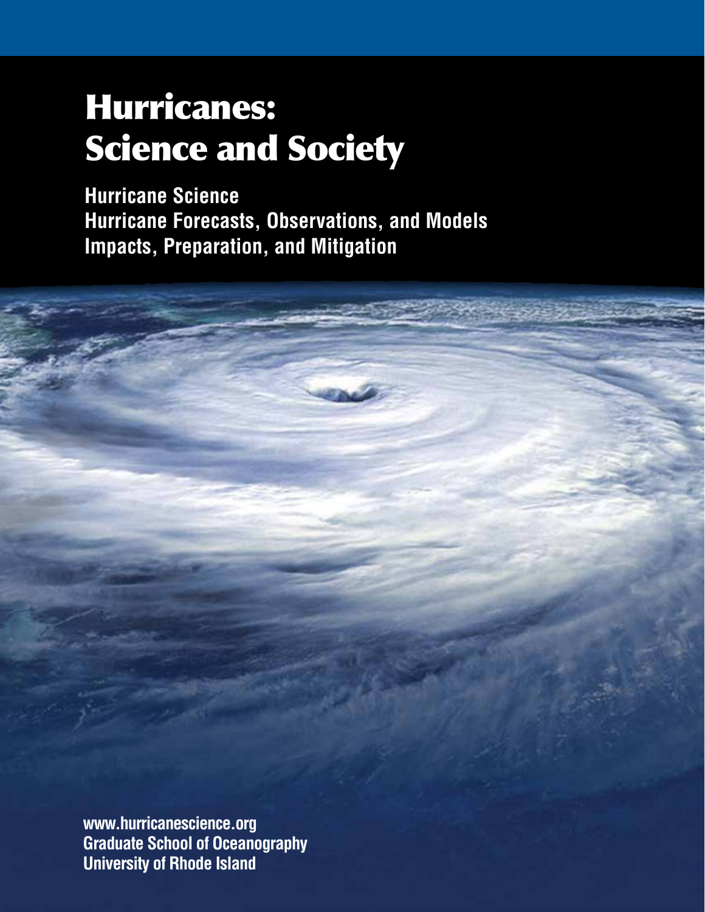# Hurricanes: Science and Society

**Hurricane Science**
**Hurricane Forecasts, Observations, and Models**
**Impacts, Preparation, and Mitigation**

**www.hurricanescience.org**
**Graduate School of Oceanography**
**University of Rhode Island**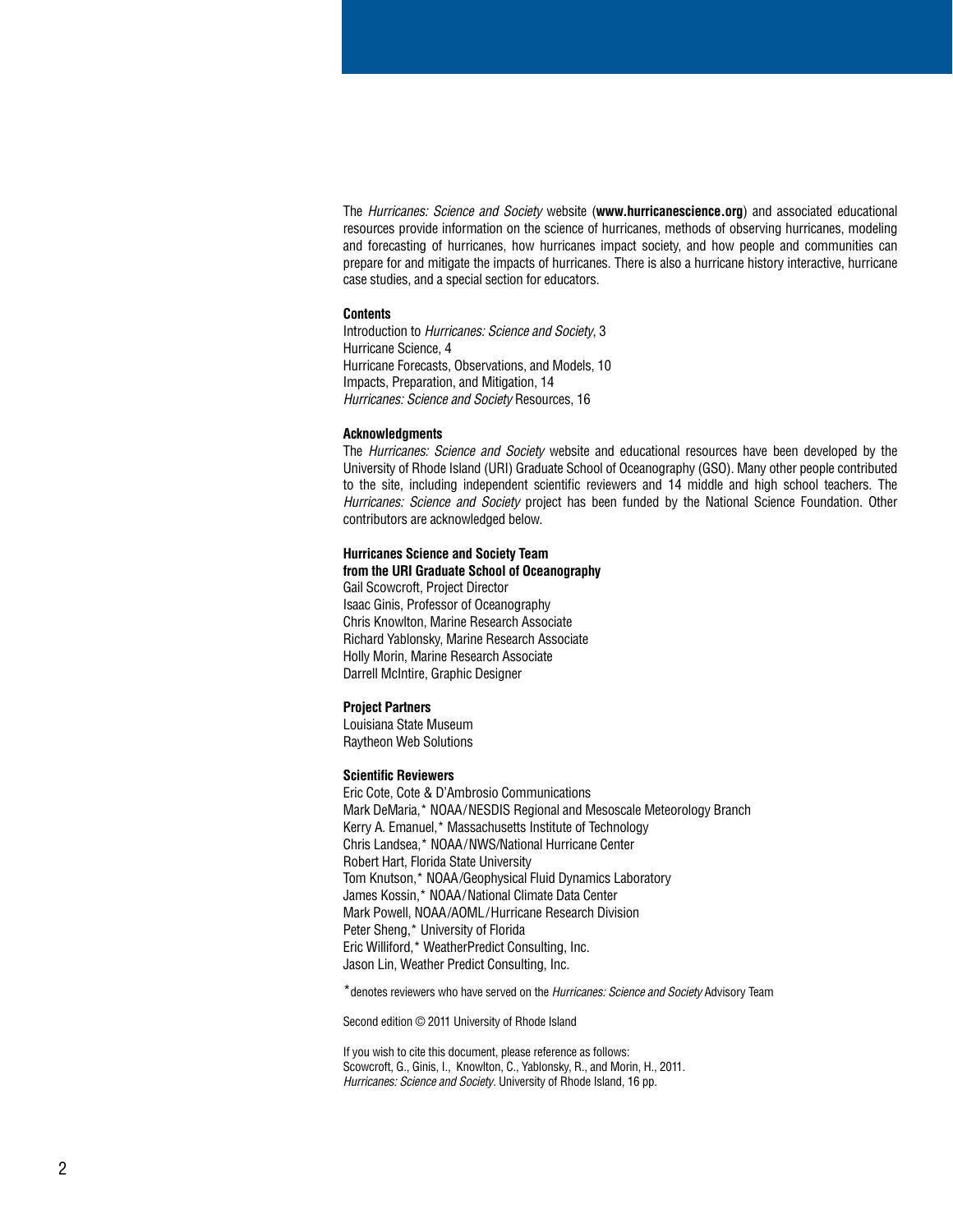The *Hurricanes: Science and Society* website (**www.hurricanescience.org**) and associated educational resources provide information on the science of hurricanes, methods of observing hurricanes, modeling and forecasting of hurricanes, how hurricanes impact society, and how people and communities can prepare for and mitigate the impacts of hurricanes. There is also a hurricane history interactive, hurricane case studies, and a special section for educators.

**Contents**

Introduction to *Hurricanes: Science and Society*, 3
Hurricane Science, 4
Hurricane Forecasts, Observations, and Models, 10
Impacts, Preparation, and Mitigation, 14
*Hurricanes: Science and Society* Resources, 16

**Acknowledgments**

The *Hurricanes: Science and Society* website and educational resources have been developed by the University of Rhode Island (URI) Graduate School of Oceanography (GSO). Many other people contributed to the site, including independent scientific reviewers and 14 middle and high school teachers. The *Hurricanes: Science and Society* project has been funded by the National Science Foundation. Other contributors are acknowledged below.

**Hurricanes Science and Society Team from the URI Graduate School of Oceanography**

Gail Scowcroft, Project Director
Isaac Ginis, Professor of Oceanography
Chris Knowlton, Marine Research Associate
Richard Yablonsky, Marine Research Associate
Holly Morin, Marine Research Associate
Darrell McIntire, Graphic Designer

**Project Partners**

Louisiana State Museum
Raytheon Web Solutions

**Scientific Reviewers**

Eric Cote, Cote & D'Ambrosio Communications
Mark DeMaria,* NOAA/NESDIS Regional and Mesoscale Meteorology Branch
Kerry A. Emanuel,* Massachusetts Institute of Technology
Chris Landsea,* NOAA/NWS/National Hurricane Center
Robert Hart, Florida State University
Tom Knutson,* NOAA/Geophysical Fluid Dynamics Laboratory
James Kossin,* NOAA/National Climate Data Center
Mark Powell, NOAA/AOML/Hurricane Research Division
Peter Sheng,* University of Florida
Eric Williford,* WeatherPredict Consulting, Inc.
Jason Lin, Weather Predict Consulting, Inc.

*denotes reviewers who have served on the *Hurricanes: Science and Society* Advisory Team

Second edition © 2011 University of Rhode Island

If you wish to cite this document, please reference as follows:
Scowcroft, G., Ginis, I., Knowlton, C., Yablonsky, R., and Morin, H., 2011.
*Hurricanes: Science and Society*. University of Rhode Island, 16 pp.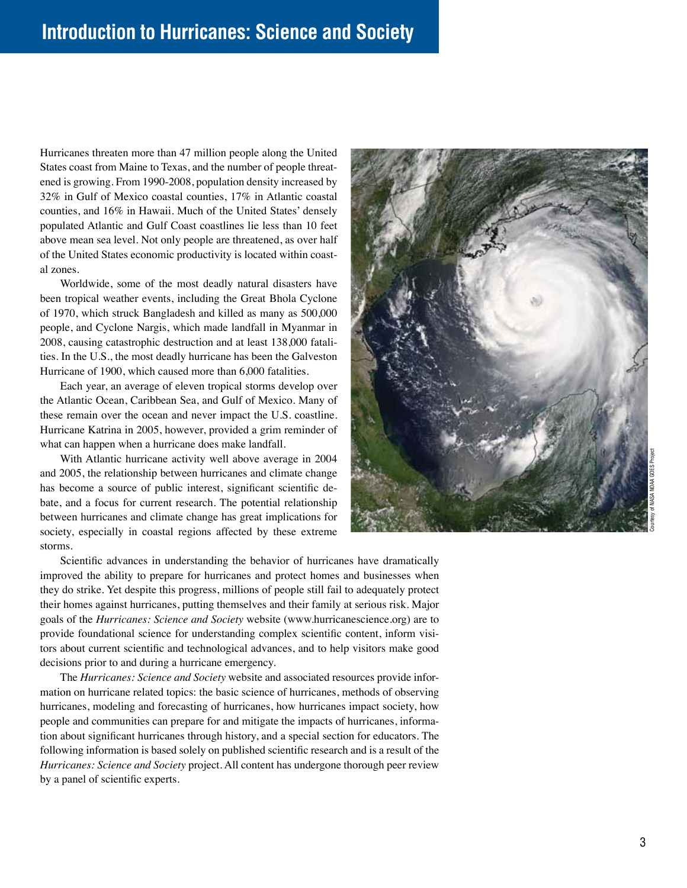# Introduction to Hurricanes: Science and Society

Hurricanes threaten more than 47 million people along the United States coast from Maine to Texas, and the number of people threatened is growing. From 1990-2008, population density increased by 32% in Gulf of Mexico coastal counties, 17% in Atlantic coastal counties, and 16% in Hawaii. Much of the United States' densely populated Atlantic and Gulf Coast coastlines lie less than 10 feet above mean sea level. Not only people are threatened, as over half of the United States economic productivity is located within coastal zones.

Worldwide, some of the most deadly natural disasters have been tropical weather events, including the Great Bhola Cyclone of 1970, which struck Bangladesh and killed as many as 500,000 people, and Cyclone Nargis, which made landfall in Myanmar in 2008, causing catastrophic destruction and at least 138,000 fatalities. In the U.S., the most deadly hurricane has been the Galveston Hurricane of 1900, which caused more than 6,000 fatalities.

Each year, an average of eleven tropical storms develop over the Atlantic Ocean, Caribbean Sea, and Gulf of Mexico. Many of these remain over the ocean and never impact the U.S. coastline. Hurricane Katrina in 2005, however, provided a grim reminder of what can happen when a hurricane does make landfall.

With Atlantic hurricane activity well above average in 2004 and 2005, the relationship between hurricanes and climate change has become a source of public interest, significant scientific debate, and a focus for current research. The potential relationship between hurricanes and climate change has great implications for society, especially in coastal regions affected by these extreme storms.

Courtesy of NASA NOAA GOES Project

Scientific advances in understanding the behavior of hurricanes have dramatically improved the ability to prepare for hurricanes and protect homes and businesses when they do strike. Yet despite this progress, millions of people still fail to adequately protect their homes against hurricanes, putting themselves and their family at serious risk. Major goals of the *Hurricanes: Science and Society* website (www.hurricanescience.org) are to provide foundational science for understanding complex scientific content, inform visitors about current scientific and technological advances, and to help visitors make good decisions prior to and during a hurricane emergency.

The *Hurricanes: Science and Society* website and associated resources provide information on hurricane related topics: the basic science of hurricanes, methods of observing hurricanes, modeling and forecasting of hurricanes, how hurricanes impact society, how people and communities can prepare for and mitigate the impacts of hurricanes, information about significant hurricanes through history, and a special section for educators. The following information is based solely on published scientific research and is a result of the *Hurricanes: Science and Society* project. All content has undergone thorough peer review by a panel of scientific experts.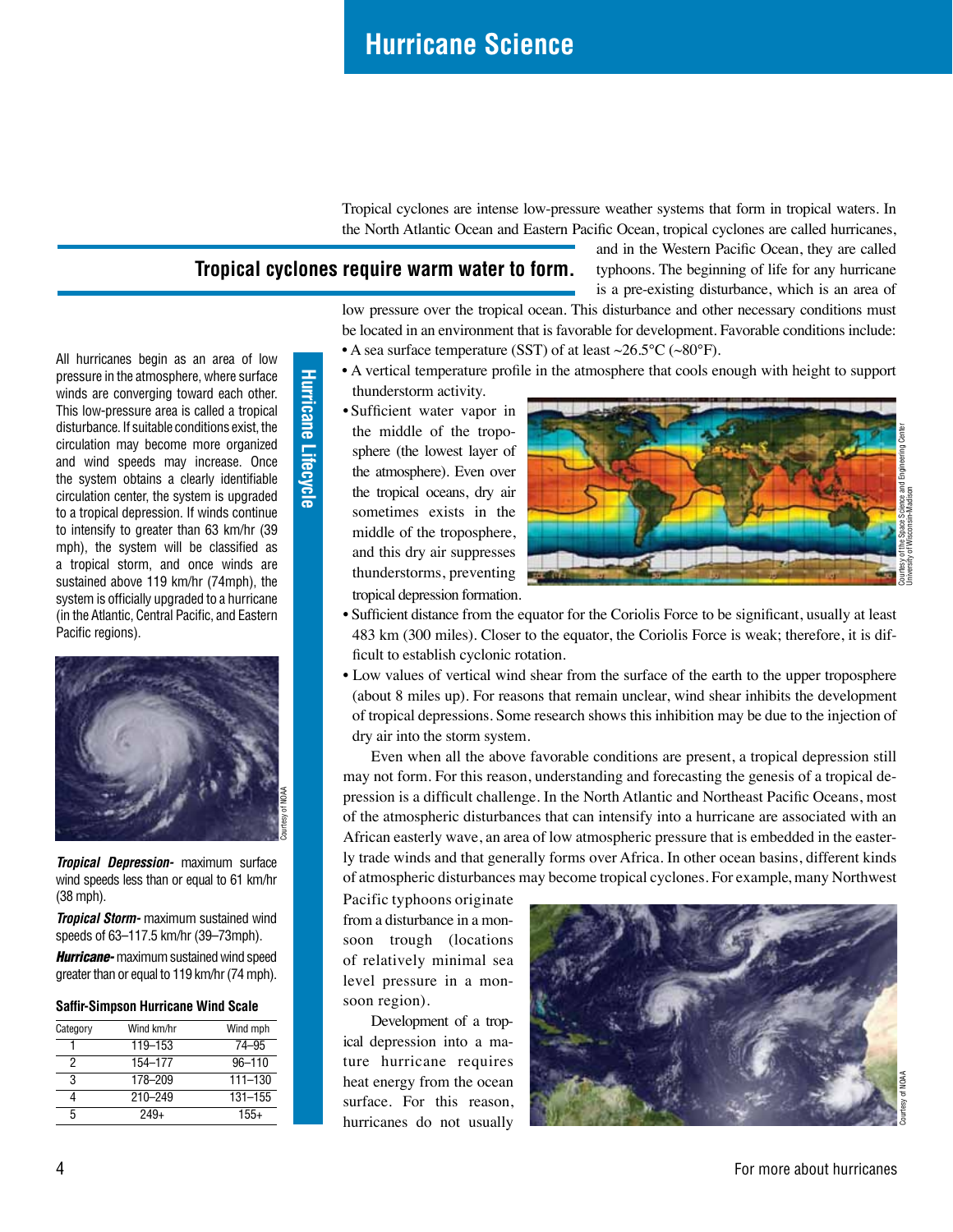# Hurricane Science

Tropical cyclones are intense low-pressure weather systems that form in tropical waters. In the North Atlantic Ocean and Eastern Pacific Ocean, tropical cyclones are called hurricanes, and in the Western Pacific Ocean, they are called typhoons. The beginning of life for any hurricane is a pre-existing disturbance, which is an area of low pressure over the tropical ocean. This disturbance and other necessary conditions must be located in an environment that is favorable for development. Favorable conditions include:

## Tropical cyclones require warm water to form.

- A sea surface temperature (SST) of at least ~26.5°C (~80°F).
- A vertical temperature profile in the atmosphere that cools enough with height to support thunderstorm activity.
- Sufficient water vapor in the middle of the troposphere (the lowest layer of the atmosphere). Even over the tropical oceans, dry air sometimes exists in the middle of the troposphere, and this dry air suppresses thunderstorms, preventing tropical depression formation.
- Sufficient distance from the equator for the Coriolis Force to be significant, usually at least 483 km (300 miles). Closer to the equator, the Coriolis Force is weak; therefore, it is difficult to establish cyclonic rotation.
- Low values of vertical wind shear from the surface of the earth to the upper troposphere (about 8 miles up). For reasons that remain unclear, wind shear inhibits the development of tropical depressions. Some research shows this inhibition may be due to the injection of dry air into the storm system.

Courtesy of the Space Science and Engineering Center University of Wisconsin-Madison

Even when all the above favorable conditions are present, a tropical depression still may not form. For this reason, understanding and forecasting the genesis of a tropical depression is a difficult challenge. In the North Atlantic and Northeast Pacific Oceans, most of the atmospheric disturbances that can intensify into a hurricane are associated with an African easterly wave, an area of low atmospheric pressure that is embedded in the easterly trade winds and that generally forms over Africa. In other ocean basins, different kinds of atmospheric disturbances may become tropical cyclones. For example, many Northwest Pacific typhoons originate from a disturbance in a monsoon trough (locations of relatively minimal sea level pressure in a monsoon region).

Courtesy of NOAA

Development of a tropical depression into a mature hurricane requires heat energy from the ocean surface. For this reason, hurricanes do not usually

## Hurricane Lifecycle

All hurricanes begin as an area of low pressure in the atmosphere, where surface winds are converging toward each other. This low-pressure area is called a tropical disturbance. If suitable conditions exist, the circulation may become more organized and wind speeds may increase. Once the system obtains a clearly identifiable circulation center, the system is upgraded to a tropical depression. If winds continue to intensify to greater than 63 km/hr (39 mph), the system will be classified as a tropical storm, and once winds are sustained above 119 km/hr (74mph), the system is officially upgraded to a hurricane (in the Atlantic, Central Pacific, and Eastern Pacific regions).

Courtesy of NOAA

***Tropical Depression-*** maximum surface wind speeds less than or equal to 61 km/hr (38 mph).

***Tropical Storm-*** maximum sustained wind speeds of 63–117.5 km/hr (39–73mph).

***Hurricane-*** maximum sustained wind speed greater than or equal to 119 km/hr (74 mph).

**Saffir-Simpson Hurricane Wind Scale**

| Category | Wind km/hr | Wind mph |
|---|---|---|
| 1 | 119–153 | 74–95 |
| 2 | 154–177 | 96–110 |
| 3 | 178–209 | 111–130 |
| 4 | 210–249 | 131–155 |
| 5 | 249+ | 155+ |

For more about hurricanes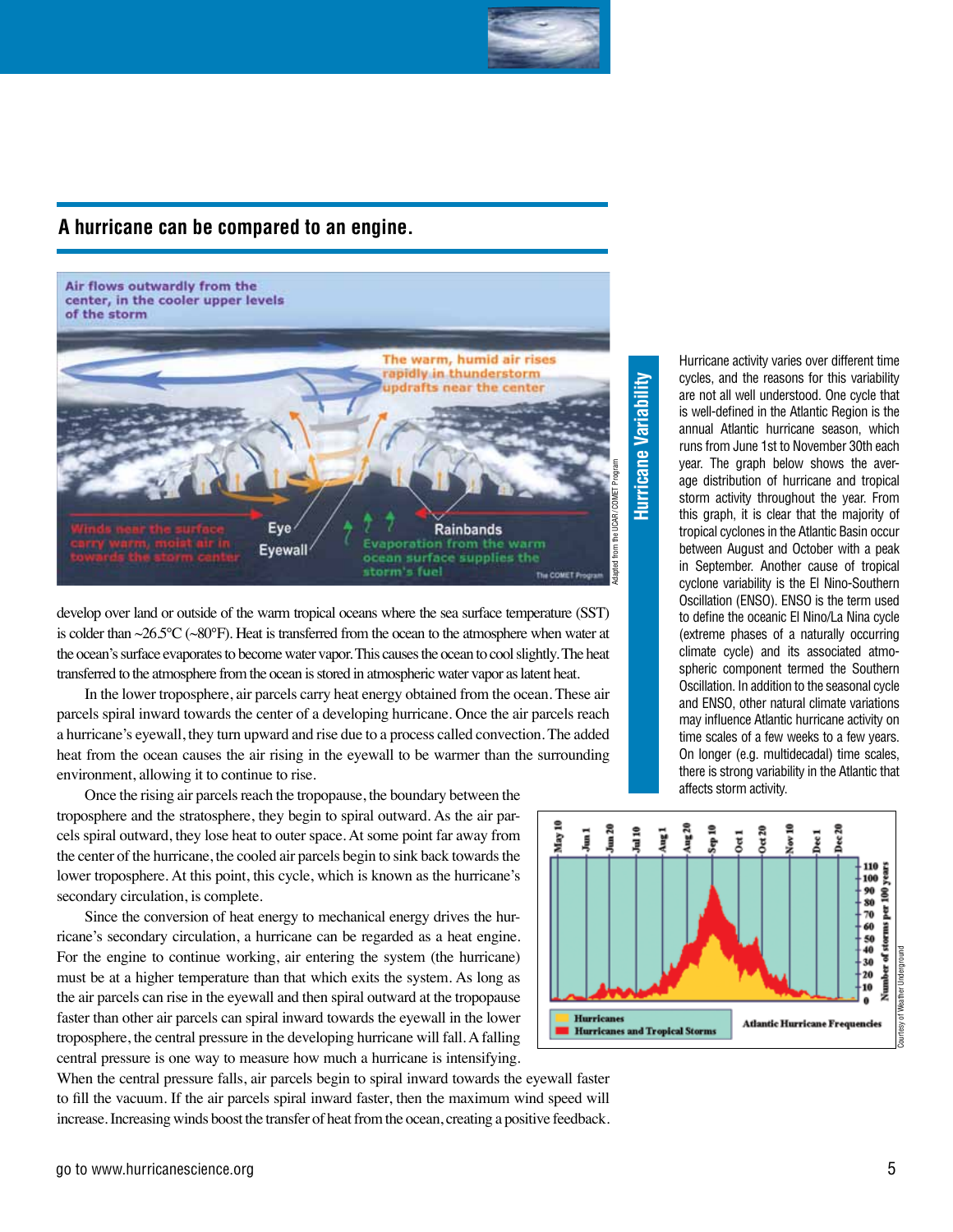## A hurricane can be compared to an engine.

develop over land or outside of the warm tropical oceans where the sea surface temperature (SST) is colder than ~26.5°C (~80°F). Heat is transferred from the ocean to the atmosphere when water at the ocean's surface evaporates to become water vapor. This causes the ocean to cool slightly. The heat transferred to the atmosphere from the ocean is stored in atmospheric water vapor as latent heat.

In the lower troposphere, air parcels carry heat energy obtained from the ocean. These air parcels spiral inward towards the center of a developing hurricane. Once the air parcels reach a hurricane's eyewall, they turn upward and rise due to a process called convection. The added heat from the ocean causes the air rising in the eyewall to be warmer than the surrounding environment, allowing it to continue to rise.

Once the rising air parcels reach the tropopause, the boundary between the troposphere and the stratosphere, they begin to spiral outward. As the air parcels spiral outward, they lose heat to outer space. At some point far away from the center of the hurricane, the cooled air parcels begin to sink back towards the lower troposphere. At this point, this cycle, which is known as the hurricane's secondary circulation, is complete.

Since the conversion of heat energy to mechanical energy drives the hurricane's secondary circulation, a hurricane can be regarded as a heat engine. For the engine to continue working, air entering the system (the hurricane) must be at a higher temperature than that which exits the system. As long as the air parcels can rise in the eyewall and then spiral outward at the tropopause faster than other air parcels can spiral inward towards the eyewall in the lower troposphere, the central pressure in the developing hurricane will fall. A falling central pressure is one way to measure how much a hurricane is intensifying. When the central pressure falls, air parcels begin to spiral inward towards the eyewall faster to fill the vacuum. If the air parcels spiral inward faster, then the maximum wind speed will increase. Increasing winds boost the transfer of heat from the ocean, creating a positive feedback.

## Hurricane Variability

Hurricane activity varies over different time cycles, and the reasons for this variability are not all well understood. One cycle that is well-defined in the Atlantic Region is the annual Atlantic hurricane season, which runs from June 1st to November 30th each year. The graph below shows the average distribution of hurricane and tropical storm activity throughout the year. From this graph, it is clear that the majority of tropical cyclones in the Atlantic Basin occur between August and October with a peak in September. Another cause of tropical cyclone variability is the El Nino-Southern Oscillation (ENSO). ENSO is the term used to define the oceanic El Nino/La Nina cycle (extreme phases of a naturally occurring climate cycle) and its associated atmospheric component termed the Southern Oscillation. In addition to the seasonal cycle and ENSO, other natural climate variations may influence Atlantic hurricane activity on time scales of a few weeks to a few years. On longer (e.g. multidecadal) time scales, there is strong variability in the Atlantic that affects storm activity.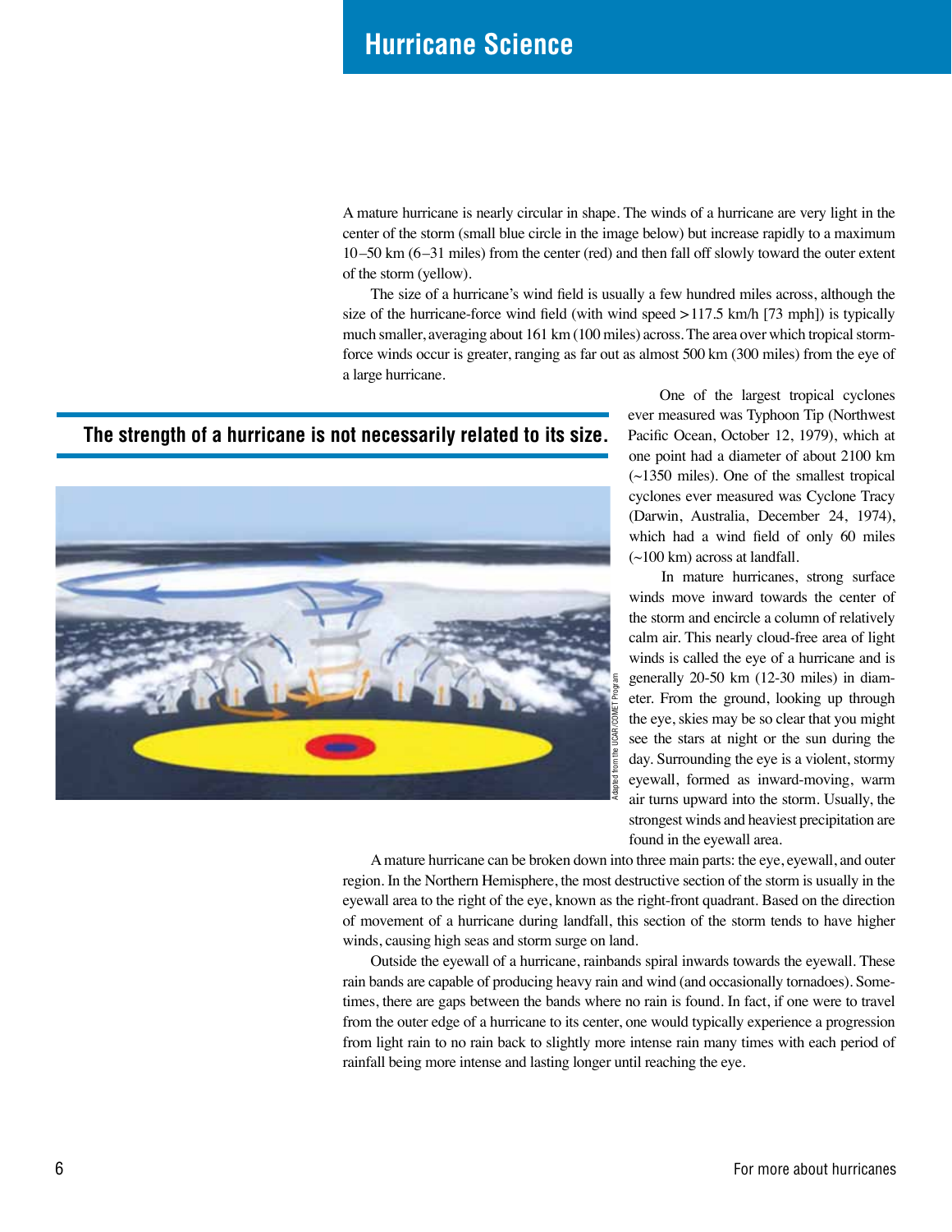# Hurricane Science

A mature hurricane is nearly circular in shape. The winds of a hurricane are very light in the center of the storm (small blue circle in the image below) but increase rapidly to a maximum 10–50 km (6–31 miles) from the center (red) and then fall off slowly toward the outer extent of the storm (yellow).

The size of a hurricane's wind field is usually a few hundred miles across, although the size of the hurricane-force wind field (with wind speed >117.5 km/h [73 mph]) is typically much smaller, averaging about 161 km (100 miles) across. The area over which tropical storm-force winds occur is greater, ranging as far out as almost 500 km (300 miles) from the eye of a large hurricane.

**The strength of a hurricane is not necessarily related to its size.**

Adapted from the UCAR/COMET Program

One of the largest tropical cyclones ever measured was Typhoon Tip (Northwest Pacific Ocean, October 12, 1979), which at one point had a diameter of about 2100 km (~1350 miles). One of the smallest tropical cyclones ever measured was Cyclone Tracy (Darwin, Australia, December 24, 1974), which had a wind field of only 60 miles (~100 km) across at landfall.

In mature hurricanes, strong surface winds move inward towards the center of the storm and encircle a column of relatively calm air. This nearly cloud-free area of light winds is called the eye of a hurricane and is generally 20-50 km (12-30 miles) in diameter. From the ground, looking up through the eye, skies may be so clear that you might see the stars at night or the sun during the day. Surrounding the eye is a violent, stormy eyewall, formed as inward-moving, warm air turns upward into the storm. Usually, the strongest winds and heaviest precipitation are found in the eyewall area.

A mature hurricane can be broken down into three main parts: the eye, eyewall, and outer region. In the Northern Hemisphere, the most destructive section of the storm is usually in the eyewall area to the right of the eye, known as the right-front quadrant. Based on the direction of movement of a hurricane during landfall, this section of the storm tends to have higher winds, causing high seas and storm surge on land.

Outside the eyewall of a hurricane, rainbands spiral inwards towards the eyewall. These rain bands are capable of producing heavy rain and wind (and occasionally tornadoes). Sometimes, there are gaps between the bands where no rain is found. In fact, if one were to travel from the outer edge of a hurricane to its center, one would typically experience a progression from light rain to no rain back to slightly more intense rain many times with each period of rainfall being more intense and lasting longer until reaching the eye.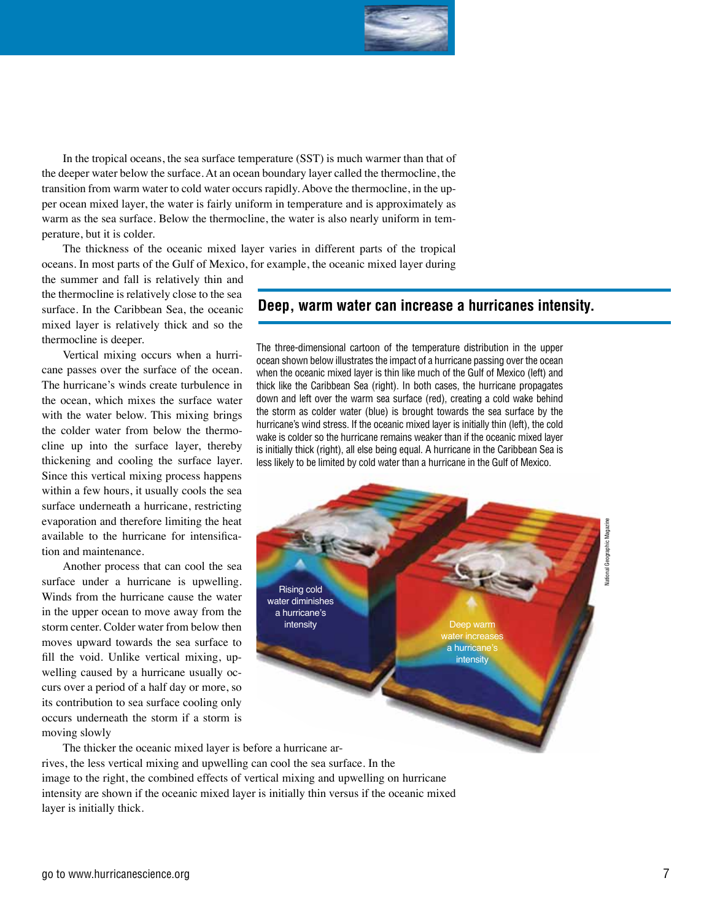In the tropical oceans, the sea surface temperature (SST) is much warmer than that of the deeper water below the surface. At an ocean boundary layer called the thermocline, the transition from warm water to cold water occurs rapidly. Above the thermocline, in the upper ocean mixed layer, the water is fairly uniform in temperature and is approximately as warm as the sea surface. Below the thermocline, the water is also nearly uniform in temperature, but it is colder.

The thickness of the oceanic mixed layer varies in different parts of the tropical oceans. In most parts of the Gulf of Mexico, for example, the oceanic mixed layer during the summer and fall is relatively thin and the thermocline is relatively close to the sea surface. In the Caribbean Sea, the oceanic mixed layer is relatively thick and so the thermocline is deeper.

Vertical mixing occurs when a hurricane passes over the surface of the ocean. The hurricane's winds create turbulence in the ocean, which mixes the surface water with the water below. This mixing brings the colder water from below the thermocline up into the surface layer, thereby thickening and cooling the surface layer. Since this vertical mixing process happens within a few hours, it usually cools the sea surface underneath a hurricane, restricting evaporation and therefore limiting the heat available to the hurricane for intensification and maintenance.

Another process that can cool the sea surface under a hurricane is upwelling. Winds from the hurricane cause the water in the upper ocean to move away from the storm center. Colder water from below then moves upward towards the sea surface to fill the void. Unlike vertical mixing, upwelling caused by a hurricane usually occurs over a period of a half day or more, so its contribution to sea surface cooling only occurs underneath the storm if a storm is moving slowly

The thicker the oceanic mixed layer is before a hurricane arrives, the less vertical mixing and upwelling can cool the sea surface. In the image to the right, the combined effects of vertical mixing and upwelling on hurricane intensity are shown if the oceanic mixed layer is initially thin versus if the oceanic mixed layer is initially thick.

## Deep, warm water can increase a hurricanes intensity.

The three-dimensional cartoon of the temperature distribution in the upper ocean shown below illustrates the impact of a hurricane passing over the ocean when the oceanic mixed layer is thin like much of the Gulf of Mexico (left) and thick like the Caribbean Sea (right). In both cases, the hurricane propagates down and left over the warm sea surface (red), creating a cold wake behind the storm as colder water (blue) is brought towards the sea surface by the hurricane's wind stress. If the oceanic mixed layer is initially thin (left), the cold wake is colder so the hurricane remains weaker than if the oceanic mixed layer is initially thick (right), all else being equal. A hurricane in the Caribbean Sea is less likely to be limited by cold water than a hurricane in the Gulf of Mexico.

Rising cold water diminishes a hurricane's intensity

Deep warm water increases a hurricane's intensity

National Geographic Magazine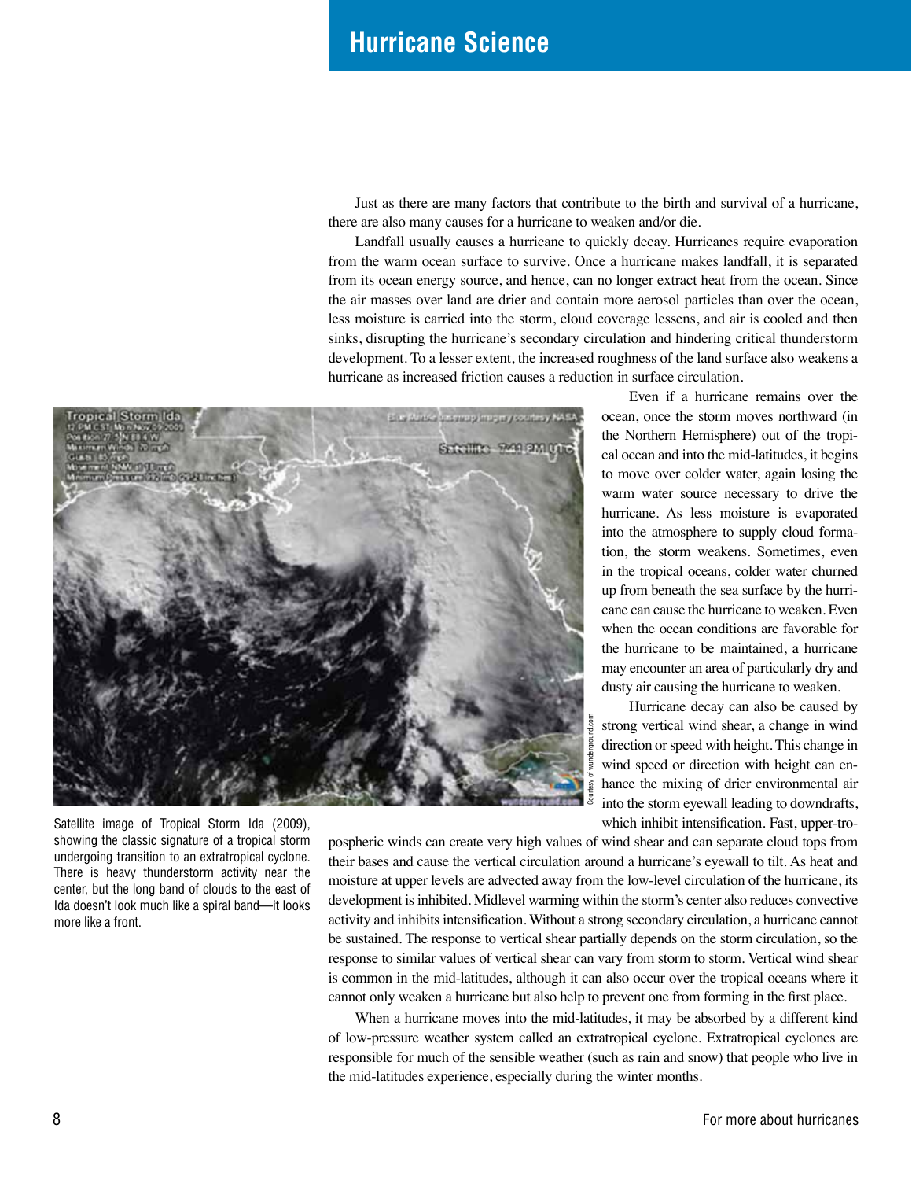## Hurricane Science

Just as there are many factors that contribute to the birth and survival of a hurricane, there are also many causes for a hurricane to weaken and/or die.

Landfall usually causes a hurricane to quickly decay. Hurricanes require evaporation from the warm ocean surface to survive. Once a hurricane makes landfall, it is separated from its ocean energy source, and hence, can no longer extract heat from the ocean. Since the air masses over land are drier and contain more aerosol particles than over the ocean, less moisture is carried into the storm, cloud coverage lessens, and air is cooled and then sinks, disrupting the hurricane's secondary circulation and hindering critical thunderstorm development. To a lesser extent, the increased roughness of the land surface also weakens a hurricane as increased friction causes a reduction in surface circulation.

Even if a hurricane remains over the ocean, once the storm moves northward (in the Northern Hemisphere) out of the tropical ocean and into the mid-latitudes, it begins to move over colder water, again losing the warm water source necessary to drive the hurricane. As less moisture is evaporated into the atmosphere to supply cloud formation, the storm weakens. Sometimes, even in the tropical oceans, colder water churned up from beneath the sea surface by the hurricane can cause the hurricane to weaken. Even when the ocean conditions are favorable for the hurricane to be maintained, a hurricane may encounter an area of particularly dry and dusty air causing the hurricane to weaken.

Satellite image of Tropical Storm Ida (2009), showing the classic signature of a tropical storm undergoing transition to an extratropical cyclone. There is heavy thunderstorm activity near the center, but the long band of clouds to the east of Ida doesn't look much like a spiral band—it looks more like a front.

Hurricane decay can also be caused by strong vertical wind shear, a change in wind direction or speed with height. This change in wind speed or direction with height can enhance the mixing of drier environmental air into the storm eyewall leading to downdrafts, which inhibit intensification. Fast, upper-tropospheric winds can create very high values of wind shear and can separate cloud tops from their bases and cause the vertical circulation around a hurricane's eyewall to tilt. As heat and moisture at upper levels are advected away from the low-level circulation of the hurricane, its development is inhibited. Midlevel warming within the storm's center also reduces convective activity and inhibits intensification. Without a strong secondary circulation, a hurricane cannot be sustained. The response to vertical shear partially depends on the storm circulation, so the response to similar values of vertical shear can vary from storm to storm. Vertical wind shear is common in the mid-latitudes, although it can also occur over the tropical oceans where it cannot only weaken a hurricane but also help to prevent one from forming in the first place.

When a hurricane moves into the mid-latitudes, it may be absorbed by a different kind of low-pressure weather system called an extratropical cyclone. Extratropical cyclones are responsible for much of the sensible weather (such as rain and snow) that people who live in the mid-latitudes experience, especially during the winter months.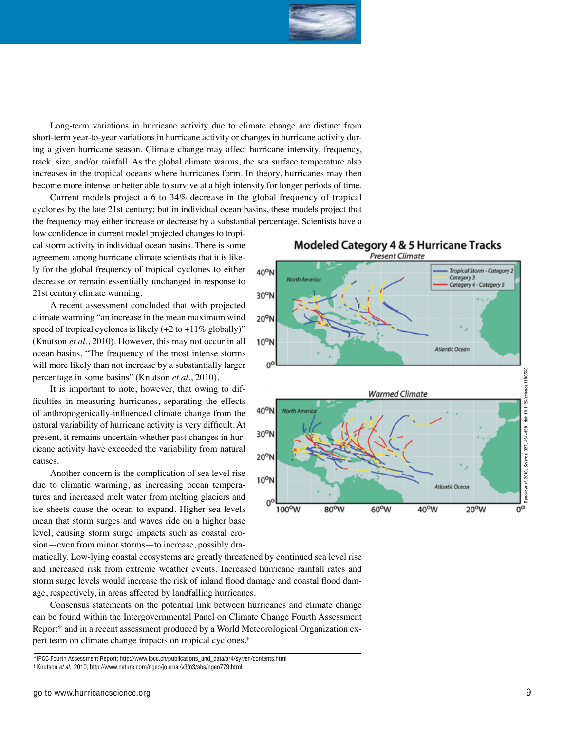Long-term variations in hurricane activity due to climate change are distinct from short-term year-to-year variations in hurricane activity or changes in hurricane activity during a given hurricane season. Climate change may affect hurricane intensity, frequency, track, size, and/or rainfall. As the global climate warms, the sea surface temperature also increases in the tropical oceans where hurricanes form. In theory, hurricanes may then become more intense or better able to survive at a high intensity for longer periods of time.

Current models project a 6 to 34% decrease in the global frequency of tropical cyclones by the late 21st century; but in individual ocean basins, these models project that the frequency may either increase or decrease by a substantial percentage. Scientists have a low confidence in current model projected changes to tropical storm activity in individual ocean basins. There is some agreement among hurricane climate scientists that it is likely for the global frequency of tropical cyclones to either decrease or remain essentially unchanged in response to 21st century climate warming.

A recent assessment concluded that with projected climate warming "an increase in the mean maximum wind speed of tropical cyclones is likely (+2 to +11% globally)" (Knutson *et al*., 2010). However, this may not occur in all ocean basins. "The frequency of the most intense storms will more likely than not increase by a substantially larger percentage in some basins" (Knutson *et al*., 2010).

It is important to note, however, that owing to difficulties in measuring hurricanes, separating the effects of anthropogenically-influenced climate change from the natural variability of hurricane activity is very difficult. At present, it remains uncertain whether past changes in hurricane activity have exceeded the variability from natural causes.

Another concern is the complication of sea level rise due to climatic warming, as increasing ocean temperatures and increased melt water from melting glaciers and ice sheets cause the ocean to expand. Higher sea levels mean that storm surges and waves ride on a higher base level, causing storm surge impacts such as coastal erosion—even from minor storms—to increase, possibly dramatically. Low-lying coastal ecosystems are greatly threatened by continued sea level rise and increased risk from extreme weather events. Increased hurricane rainfall rates and storm surge levels would increase the risk of inland flood damage and coastal flood damage, respectively, in areas affected by landfalling hurricanes.

Consensus statements on the potential link between hurricanes and climate change can be found within the Intergovernmental Panel on Climate Change Fourth Assessment Report* and in a recent assessment produced by a World Meteorological Organization expert team on climate change impacts on tropical cyclones.†

**Modeled Category 4 & 5 Hurricane Tracks**

Present Climate / Warmed Climate

Bender et al. 2010, *Science*, 327, 454–458. doi: 10.1126/science.1180568

---

*IPCC Fourth Assessment Report; http://www.ipcc.ch/publications_and_data/ar4/syr/en/contents.html

† Knutson *et al.,* 2010; http://www.nature.com/ngeo/journal/v3/n3/abs/ngeo779.html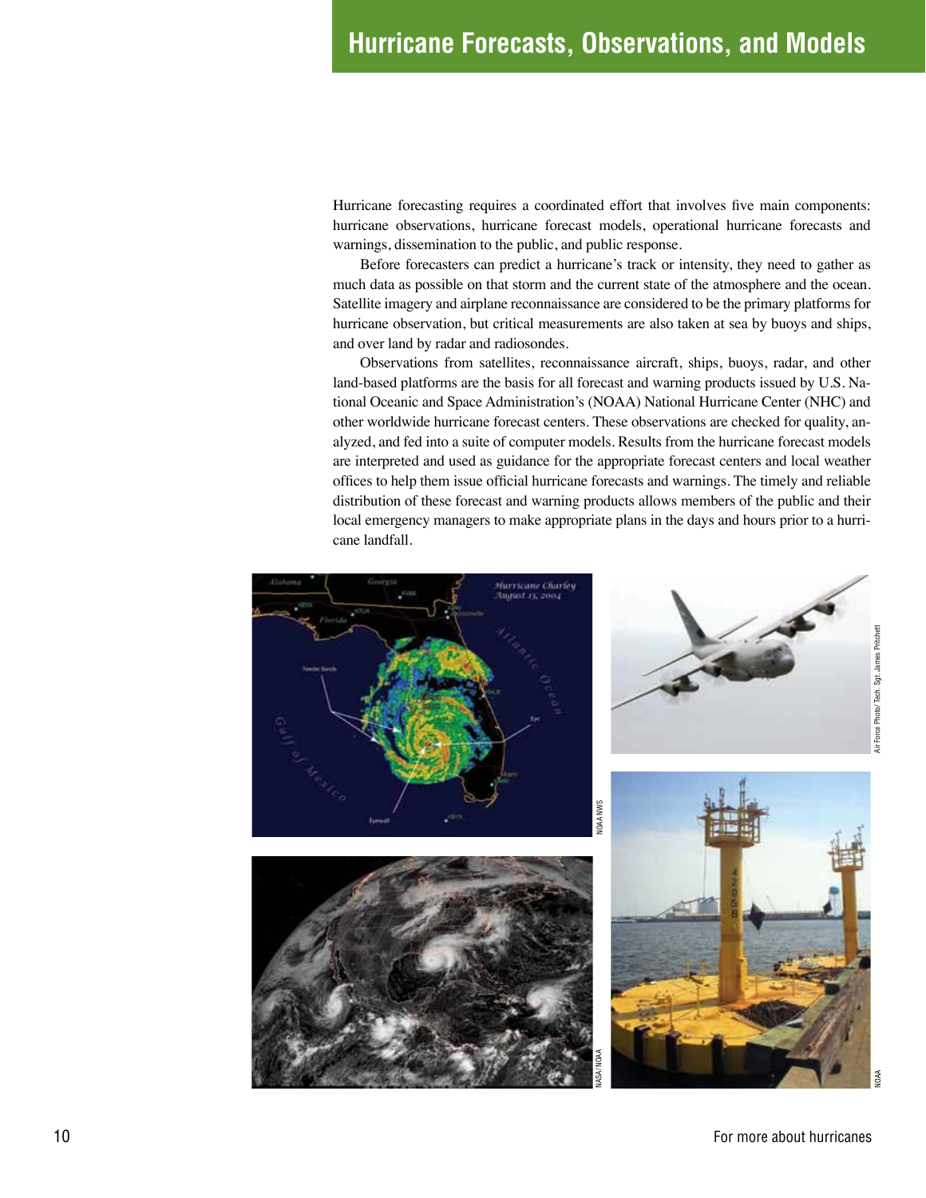# Hurricane Forecasts, Observations, and Models

Hurricane forecasting requires a coordinated effort that involves five main components: hurricane observations, hurricane forecast models, operational hurricane forecasts and warnings, dissemination to the public, and public response.

Before forecasters can predict a hurricane's track or intensity, they need to gather as much data as possible on that storm and the current state of the atmosphere and the ocean. Satellite imagery and airplane reconnaissance are considered to be the primary platforms for hurricane observation, but critical measurements are also taken at sea by buoys and ships, and over land by radar and radiosondes.

Observations from satellites, reconnaissance aircraft, ships, buoys, radar, and other land-based platforms are the basis for all forecast and warning products issued by U.S. National Oceanic and Space Administration's (NOAA) National Hurricane Center (NHC) and other worldwide hurricane forecast centers. These observations are checked for quality, analyzed, and fed into a suite of computer models. Results from the hurricane forecast models are interpreted and used as guidance for the appropriate forecast centers and local weather offices to help them issue official hurricane forecasts and warnings. The timely and reliable distribution of these forecast and warning products allows members of the public and their local emergency managers to make appropriate plans in the days and hours prior to a hurricane landfall.

NOAA NWS

Air Force Photo/ Tech. Sgt. James Pritchett

NASA/NOAA

NOAA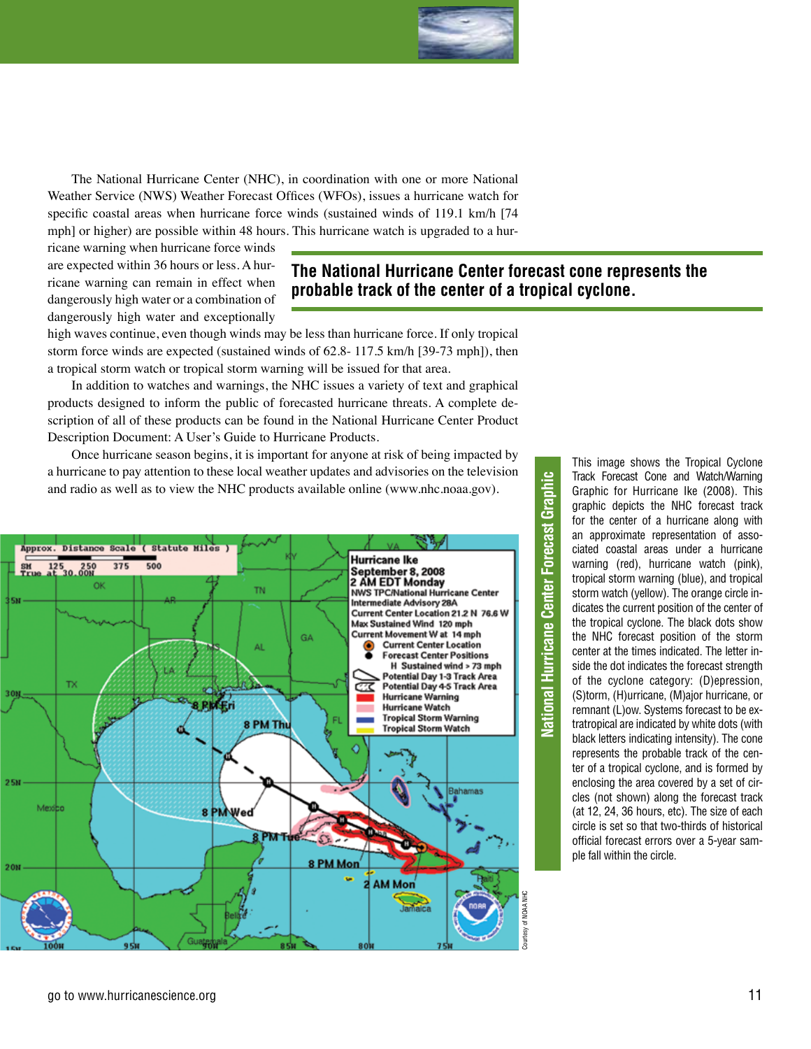The National Hurricane Center (NHC), in coordination with one or more National Weather Service (NWS) Weather Forecast Offices (WFOs), issues a hurricane watch for specific coastal areas when hurricane force winds (sustained winds of 119.1 km/h [74 mph] or higher) are possible within 48 hours. This hurricane watch is upgraded to a hurricane warning when hurricane force winds are expected within 36 hours or less. A hurricane warning can remain in effect when dangerously high water or a combination of dangerously high water and exceptionally high waves continue, even though winds may be less than hurricane force. If only tropical storm force winds are expected (sustained winds of 62.8- 117.5 km/h [39-73 mph]), then a tropical storm watch or tropical storm warning will be issued for that area.

**The National Hurricane Center forecast cone represents the probable track of the center of a tropical cyclone.**

In addition to watches and warnings, the NHC issues a variety of text and graphical products designed to inform the public of forecasted hurricane threats. A complete description of all of these products can be found in the National Hurricane Center Product Description Document: A User's Guide to Hurricane Products.

Once hurricane season begins, it is important for anyone at risk of being impacted by a hurricane to pay attention to these local weather updates and advisories on the television and radio as well as to view the NHC products available online (www.nhc.noaa.gov).

Courtesy of NOAA NHC

### National Hurricane Center Forecast Graphic

This image shows the Tropical Cyclone Track Forecast Cone and Watch/Warning Graphic for Hurricane Ike (2008). This graphic depicts the NHC forecast track for the center of a hurricane along with an approximate representation of associated coastal areas under a hurricane warning (red), hurricane watch (pink), tropical storm warning (blue), and tropical storm watch (yellow). The orange circle indicates the current position of the center of the tropical cyclone. The black dots show the NHC forecast position of the storm center at the times indicated. The letter inside the dot indicates the forecast strength of the cyclone category: (D)epression, (S)torm, (H)urricane, (M)ajor hurricane, or remnant (L)ow. Systems forecast to be extratropical are indicated by white dots (with black letters indicating intensity). The cone represents the probable track of the center of a tropical cyclone, and is formed by enclosing the area covered by a set of circles (not shown) along the forecast track (at 12, 24, 36 hours, etc). The size of each circle is set so that two-thirds of historical official forecast errors over a 5-year sample fall within the circle.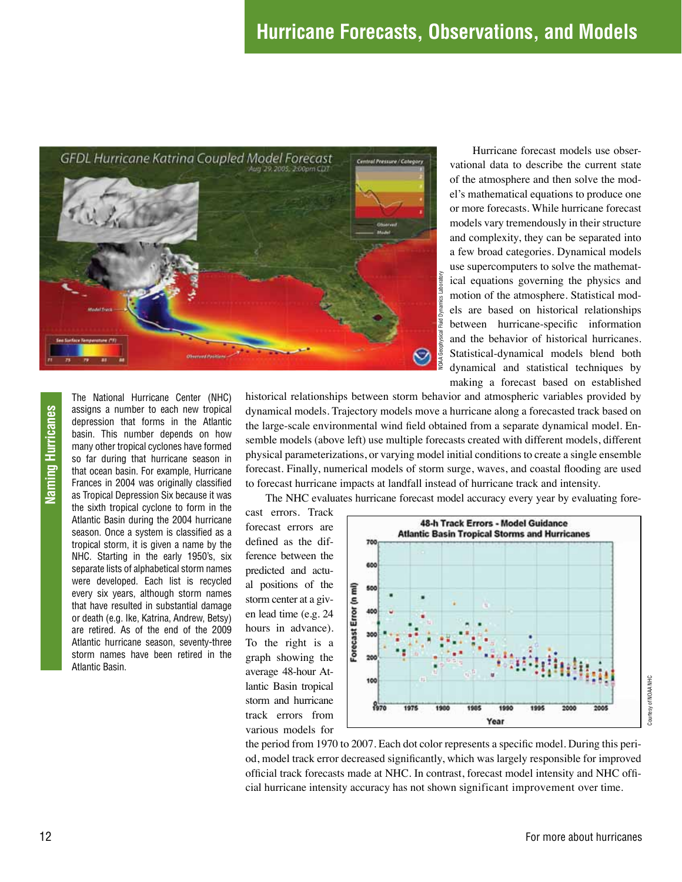# Hurricane Forecasts, Observations, and Models

Hurricane forecast models use observational data to describe the current state of the atmosphere and then solve the model's mathematical equations to produce one or more forecasts. While hurricane forecast models vary tremendously in their structure and complexity, they can be separated into a few broad categories. Dynamical models use supercomputers to solve the mathematical equations governing the physics and motion of the atmosphere. Statistical models are based on historical relationships between hurricane-specific information and the behavior of historical hurricanes. Statistical-dynamical models blend both dynamical and statistical techniques by making a forecast based on established historical relationships between storm behavior and atmospheric variables provided by dynamical models. Trajectory models move a hurricane along a forecasted track based on the large-scale environmental wind field obtained from a separate dynamical model. Ensemble models (above left) use multiple forecasts created with different models, different physical parameterizations, or varying model initial conditions to create a single ensemble forecast. Finally, numerical models of storm surge, waves, and coastal flooding are used to forecast hurricane impacts at landfall instead of hurricane track and intensity.

The NHC evaluates hurricane forecast model accuracy every year by evaluating forecast errors. Track forecast errors are defined as the difference between the predicted and actual positions of the storm center at a given lead time (e.g. 24 hours in advance). To the right is a graph showing the average 48-hour Atlantic Basin tropical storm and hurricane track errors from various models for the period from 1970 to 2007. Each dot color represents a specific model. During this period, model track error decreased significantly, which was largely responsible for improved official track forecasts made at NHC. In contrast, forecast model intensity and NHC official hurricane intensity accuracy has not shown significant improvement over time.

## Naming Hurricanes

The National Hurricane Center (NHC) assigns a number to each new tropical depression that forms in the Atlantic basin. This number depends on how many other tropical cyclones have formed so far during that hurricane season in that ocean basin. For example, Hurricane Frances in 2004 was originally classified as Tropical Depression Six because it was the sixth tropical cyclone to form in the Atlantic Basin during the 2004 hurricane season. Once a system is classified as a tropical storm, it is given a name by the NHC. Starting in the early 1950's, six separate lists of alphabetical storm names were developed. Each list is recycled every six years, although storm names that have resulted in substantial damage or death (e.g. Ike, Katrina, Andrew, Betsy) are retired. As of the end of the 2009 Atlantic hurricane season, seventy-three storm names have been retired in the Atlantic Basin.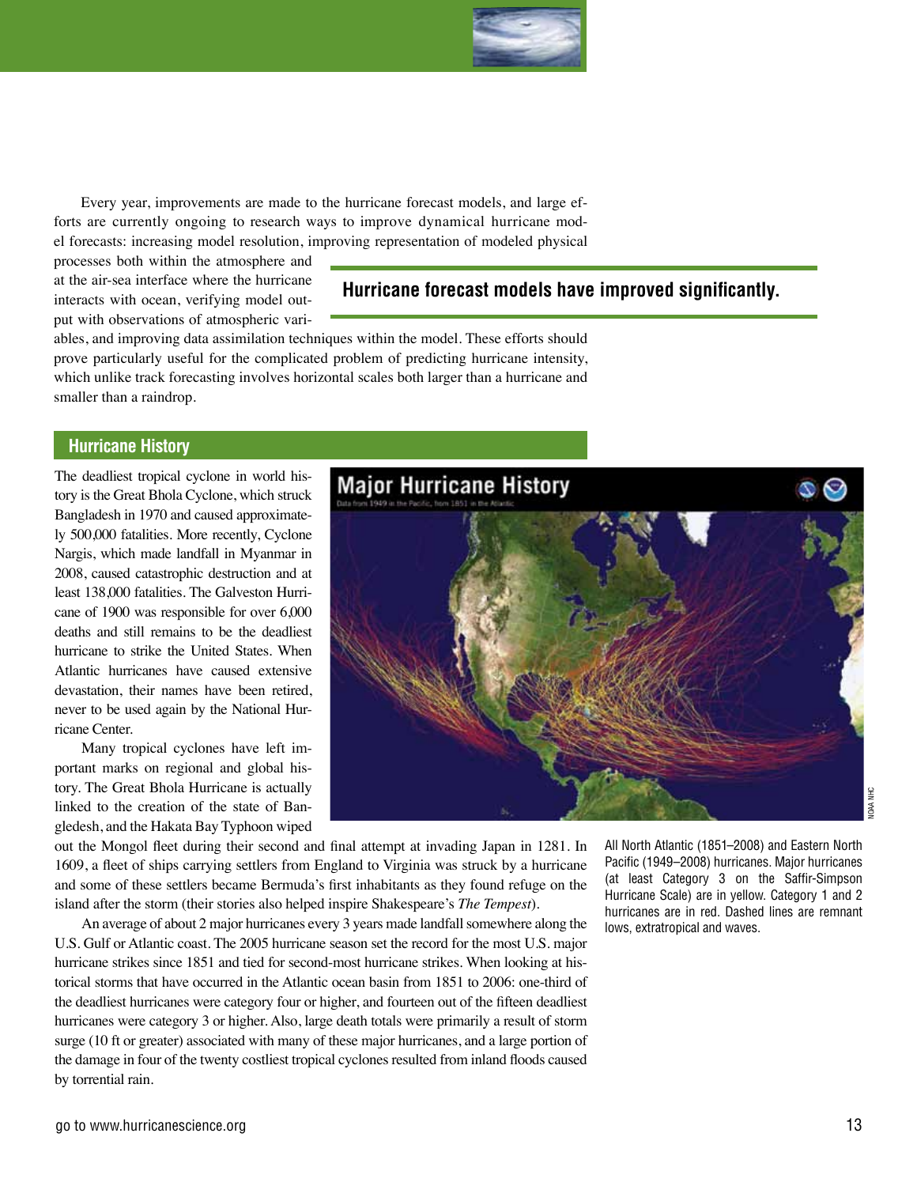Every year, improvements are made to the hurricane forecast models, and large efforts are currently ongoing to research ways to improve dynamical hurricane model forecasts: increasing model resolution, improving representation of modeled physical processes both within the atmosphere and at the air-sea interface where the hurricane interacts with ocean, verifying model output with observations of atmospheric variables, and improving data assimilation techniques within the model. These efforts should prove particularly useful for the complicated problem of predicting hurricane intensity, which unlike track forecasting involves horizontal scales both larger than a hurricane and smaller than a raindrop.

**Hurricane forecast models have improved significantly.**

## Hurricane History

The deadliest tropical cyclone in world history is the Great Bhola Cyclone, which struck Bangladesh in 1970 and caused approximately 500,000 fatalities. More recently, Cyclone Nargis, which made landfall in Myanmar in 2008, caused catastrophic destruction and at least 138,000 fatalities. The Galveston Hurricane of 1900 was responsible for over 6,000 deaths and still remains to be the deadliest hurricane to strike the United States. When Atlantic hurricanes have caused extensive devastation, their names have been retired, never to be used again by the National Hurricane Center.

Many tropical cyclones have left important marks on regional and global history. The Great Bhola Hurricane is actually linked to the creation of the state of Bangledesh, and the Hakata Bay Typhoon wiped out the Mongol fleet during their second and final attempt at invading Japan in 1281. In 1609, a fleet of ships carrying settlers from England to Virginia was struck by a hurricane and some of these settlers became Bermuda's first inhabitants as they found refuge on the island after the storm (their stories also helped inspire Shakespeare's *The Tempest*).

An average of about 2 major hurricanes every 3 years made landfall somewhere along the U.S. Gulf or Atlantic coast. The 2005 hurricane season set the record for the most U.S. major hurricane strikes since 1851 and tied for second-most hurricane strikes. When looking at historical storms that have occurred in the Atlantic ocean basin from 1851 to 2006: one-third of the deadliest hurricanes were category four or higher, and fourteen out of the fifteen deadliest hurricanes were category 3 or higher. Also, large death totals were primarily a result of storm surge (10 ft or greater) associated with many of these major hurricanes, and a large portion of the damage in four of the twenty costliest tropical cyclones resulted from inland floods caused by torrential rain.

Major Hurricane History

Data from 1949 in the Pacific, from 1851 in the Atlantic

NOAA NHC

All North Atlantic (1851–2008) and Eastern North Pacific (1949–2008) hurricanes. Major hurricanes (at least Category 3 on the Saffir-Simpson Hurricane Scale) are in yellow. Category 1 and 2 hurricanes are in red. Dashed lines are remnant lows, extratropical and waves.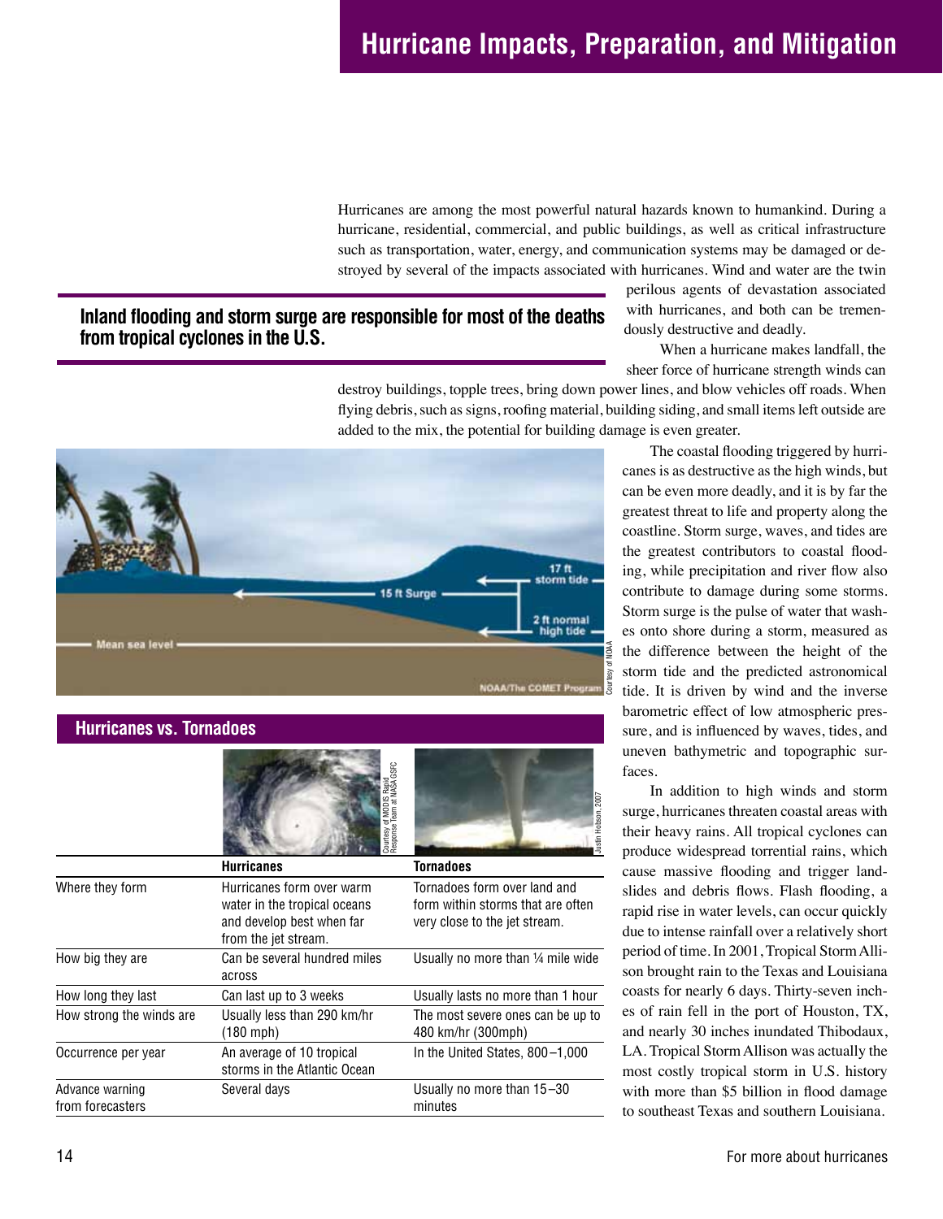# Hurricane Impacts, Preparation, and Mitigation

Hurricanes are among the most powerful natural hazards known to humankind. During a hurricane, residential, commercial, and public buildings, as well as critical infrastructure such as transportation, water, energy, and communication systems may be damaged or destroyed by several of the impacts associated with hurricanes. Wind and water are the twin perilous agents of devastation associated with hurricanes, and both can be tremendously destructive and deadly.

**Inland flooding and storm surge are responsible for most of the deaths from tropical cyclones in the U.S.**

When a hurricane makes landfall, the sheer force of hurricane strength winds can destroy buildings, topple trees, bring down power lines, and blow vehicles off roads. When flying debris, such as signs, roofing material, building siding, and small items left outside are added to the mix, the potential for building damage is even greater.

The coastal flooding triggered by hurricanes is as destructive as the high winds, but can be even more deadly, and it is by far the greatest threat to life and property along the coastline. Storm surge, waves, and tides are the greatest contributors to coastal flooding, while precipitation and river flow also contribute to damage during some storms. Storm surge is the pulse of water that washes onto shore during a storm, measured as the difference between the height of the storm tide and the predicted astronomical tide. It is driven by wind and the inverse barometric effect of low atmospheric pressure, and is influenced by waves, tides, and uneven bathymetric and topographic surfaces.

In addition to high winds and storm surge, hurricanes threaten coastal areas with their heavy rains. All tropical cyclones can produce widespread torrential rains, which cause massive flooding and trigger landslides and debris flows. Flash flooding, a rapid rise in water levels, can occur quickly due to intense rainfall over a relatively short period of time. In 2001, Tropical Storm Allison brought rain to the Texas and Louisiana coasts for nearly 6 days. Thirty-seven inches of rain fell in the port of Houston, TX, and nearly 30 inches inundated Thibodaux, LA. Tropical Storm Allison was actually the most costly tropical storm in U.S. history with more than $5 billion in flood damage to southeast Texas and southern Louisiana.

Mean sea level — 15 ft Surge — 17 ft storm tide — 2 ft normal high tide

NOAA/The COMET Program. Courtesy of NOAA

## Hurricanes vs. Tornadoes

Courtesy of MODIS Rapid Response Team at NASA GSFC; Justin Hobson, 2007

| | Hurricanes | Tornadoes |
|---|---|---|
| Where they form | Hurricanes form over warm water in the tropical oceans and develop best when far from the jet stream. | Tornadoes form over land and form within storms that are often very close to the jet stream. |
| How big they are | Can be several hundred miles across | Usually no more than ¼ mile wide |
| How long they last | Can last up to 3 weeks | Usually lasts no more than 1 hour |
| How strong the winds are | Usually less than 290 km/hr (180 mph) | The most severe ones can be up to 480 km/hr (300mph) |
| Occurrence per year | An average of 10 tropical storms in the Atlantic Ocean | In the United States, 800–1,000 |
| Advance warning from forecasters | Several days | Usually no more than 15–30 minutes |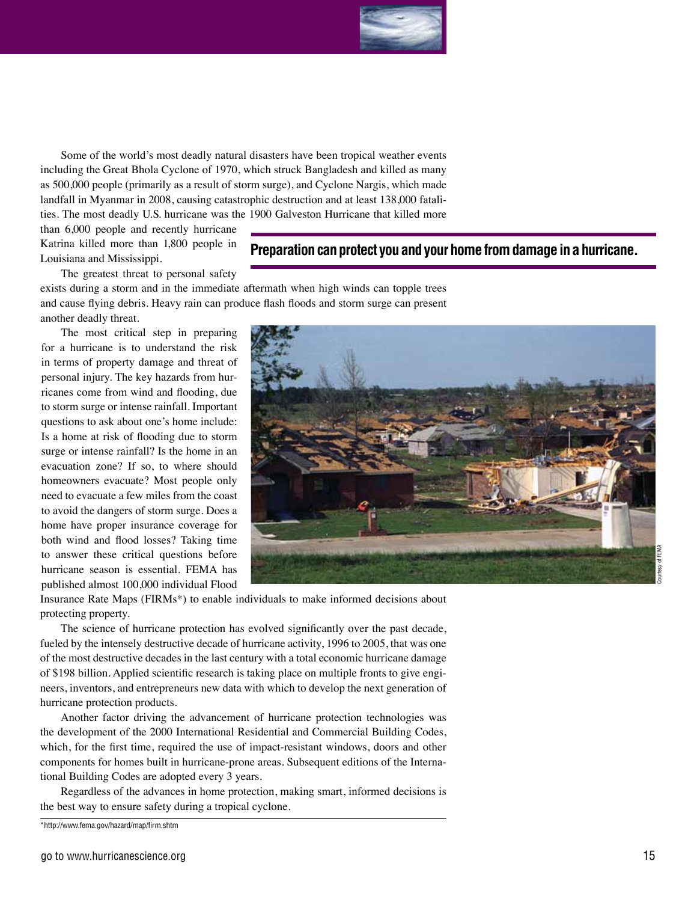Some of the world's most deadly natural disasters have been tropical weather events including the Great Bhola Cyclone of 1970, which struck Bangladesh and killed as many as 500,000 people (primarily as a result of storm surge), and Cyclone Nargis, which made landfall in Myanmar in 2008, causing catastrophic destruction and at least 138,000 fatalities. The most deadly U.S. hurricane was the 1900 Galveston Hurricane that killed more than 6,000 people and recently hurricane Katrina killed more than 1,800 people in Louisiana and Mississippi.

**Preparation can protect you and your home from damage in a hurricane.**

The greatest threat to personal safety exists during a storm and in the immediate aftermath when high winds can topple trees and cause flying debris. Heavy rain can produce flash floods and storm surge can present another deadly threat.

The most critical step in preparing for a hurricane is to understand the risk in terms of property damage and threat of personal injury. The key hazards from hurricanes come from wind and flooding, due to storm surge or intense rainfall. Important questions to ask about one's home include: Is a home at risk of flooding due to storm surge or intense rainfall? Is the home in an evacuation zone? If so, to where should homeowners evacuate? Most people only need to evacuate a few miles from the coast to avoid the dangers of storm surge. Does a home have proper insurance coverage for both wind and flood losses? Taking time to answer these critical questions before hurricane season is essential. FEMA has published almost 100,000 individual Flood Insurance Rate Maps (FIRMs*) to enable individuals to make informed decisions about protecting property.

Courtesy of FEMA

The science of hurricane protection has evolved significantly over the past decade, fueled by the intensely destructive decade of hurricane activity, 1996 to 2005, that was one of the most destructive decades in the last century with a total economic hurricane damage of $198 billion. Applied scientific research is taking place on multiple fronts to give engineers, inventors, and entrepreneurs new data with which to develop the next generation of hurricane protection products.

Another factor driving the advancement of hurricane protection technologies was the development of the 2000 International Residential and Commercial Building Codes, which, for the first time, required the use of impact-resistant windows, doors and other components for homes built in hurricane-prone areas. Subsequent editions of the International Building Codes are adopted every 3 years.

Regardless of the advances in home protection, making smart, informed decisions is the best way to ensure safety during a tropical cyclone.

*http://www.fema.gov/hazard/map/firm.shtm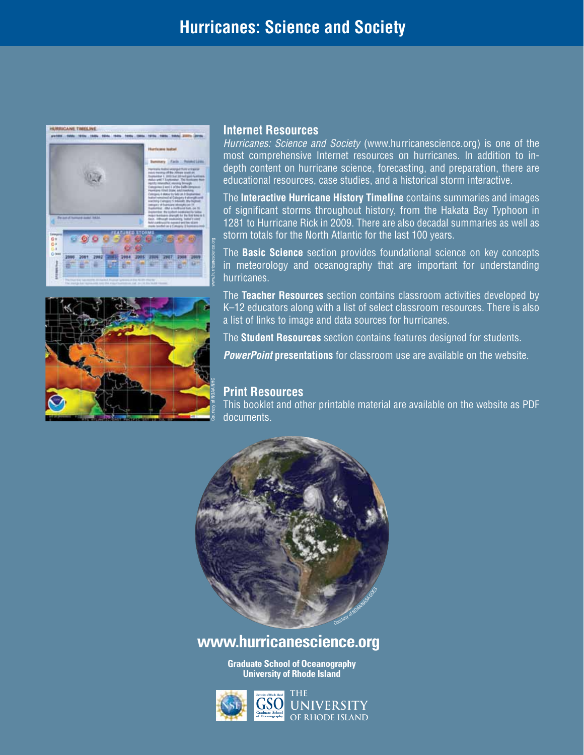# Hurricanes: Science and Society

## Internet Resources

*Hurricanes: Science and Society* (www.hurricanescience.org) is one of the most comprehensive Internet resources on hurricanes. In addition to in-depth content on hurricane science, forecasting, and preparation, there are educational resources, case studies, and a historical storm interactive.

The **Interactive Hurricane History Timeline** contains summaries and images of significant storms throughout history, from the Hakata Bay Typhoon in 1281 to Hurricane Rick in 2009. There are also decadal summaries as well as storm totals for the North Atlantic for the last 100 years.

The **Basic Science** section provides foundational science on key concepts in meteorology and oceanography that are important for understanding hurricanes.

The **Teacher Resources** section contains classroom activities developed by K–12 educators along with a list of select classroom resources. There is also a list of links to image and data sources for hurricanes.

The **Student Resources** section contains features designed for students.

***PowerPoint* presentations** for classroom use are available on the website.

www.hurricanescience.org

Courtesy of NOAA NHC

## Print Resources

This booklet and other printable material are available on the website as PDF documents.

Courtesy of NOAA/NASA GOES

## www.hurricanescience.org

**Graduate School of Oceanography**
**University of Rhode Island**

THE UNIVERSITY OF RHODE ISLAND